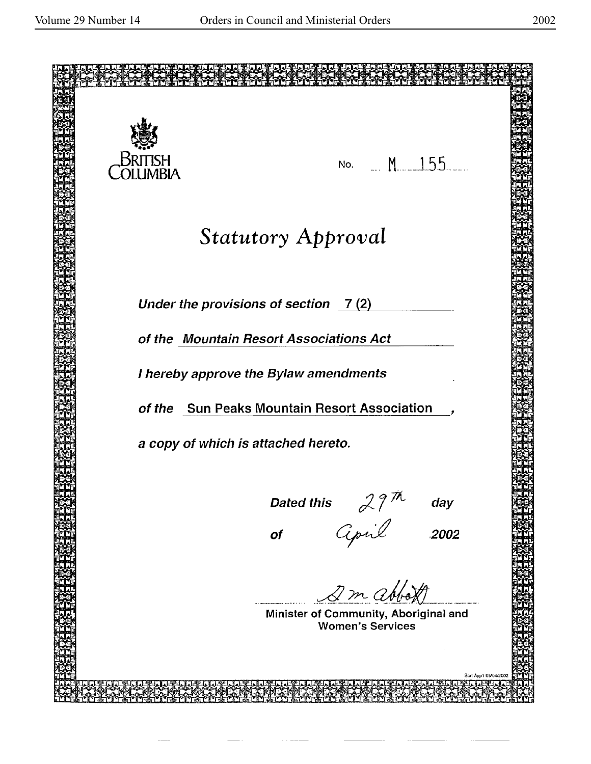BRITISH COLUMBIA

No. M 155

# *Statutory Approval*

***Under the provisions of section*** 7 (2)

***of the*** ***Mountain Resort Associations Act***

***I hereby approve the Bylaw amendments***

***of the*** Sun Peaks Mountain Resort Association,

***a copy of which is attached hereto.***

***Dated this*** 29th ***day***

***of*** April ***2002***

D m abbott

**Minister of Community, Aboriginal and Women's Services**

Stat App1 05/04/2002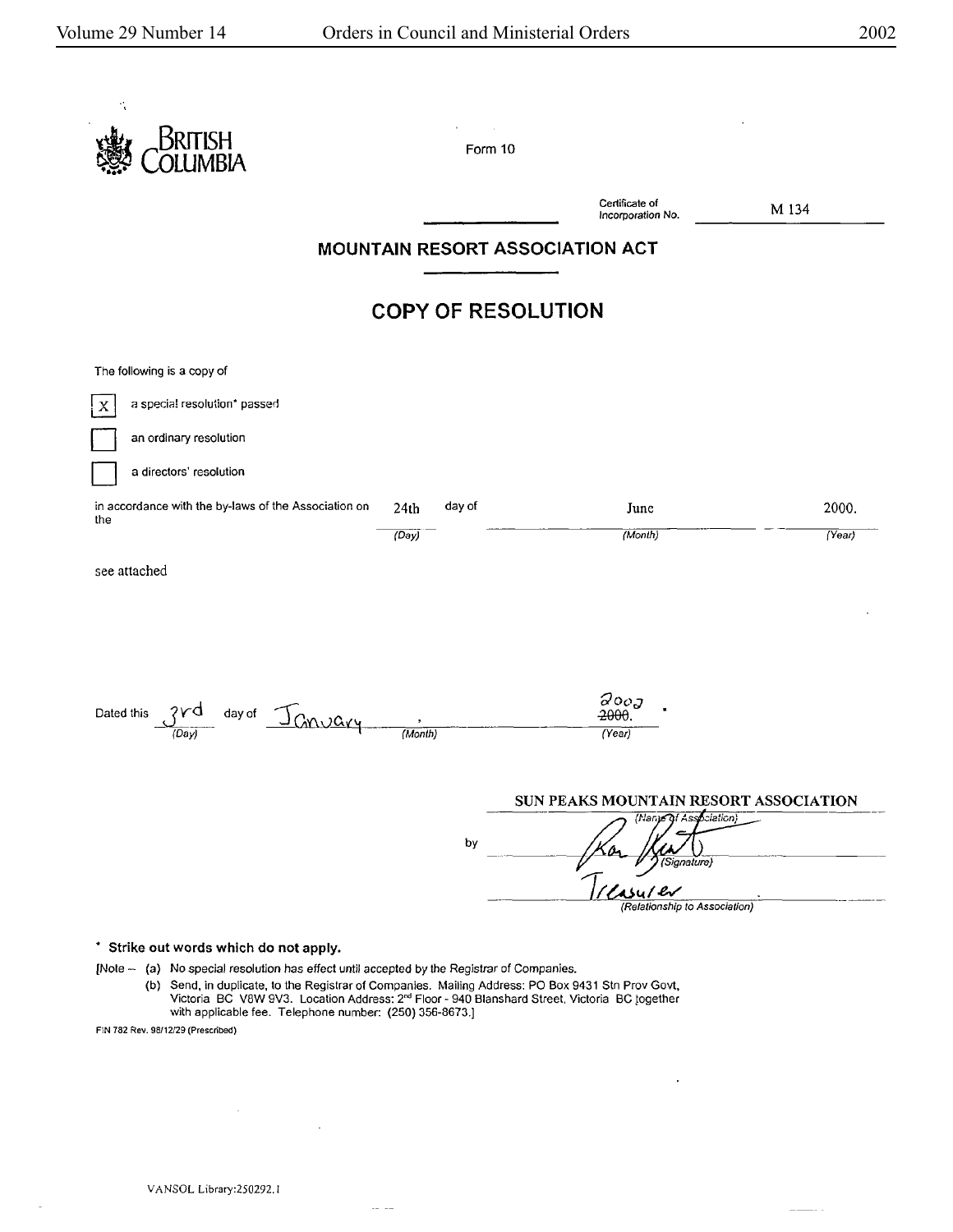BRITISH COLUMBIA

Form 10

Certificate of Incorporation No. M 134

## MOUNTAIN RESORT ASSOCIATION ACT

## COPY OF RESOLUTION

The following is a copy of

[X] a special resolution* passed

[ ] an ordinary resolution

[ ] a directors' resolution

in accordance with the by-laws of the Association on the 24th (Day) day of June (Month) 2000. (Year)

see attached

Dated this 3rd (Day) day of January (Month), ~~2000.~~ 2003 (Year).

SUN PEAKS MOUNTAIN RESORT ASSOCIATION
(Name of Association)

by _______________ (Signature)

Treasurer
(Relationship to Association)

**\* Strike out words which do not apply.**

[Note — (a) No special resolution has effect until accepted by the Registrar of Companies.

(b) Send, in duplicate, to the Registrar of Companies. Mailing Address: PO Box 9431 Stn Prov Govt, Victoria BC V8W 9V3. Location Address: 2nd Floor - 940 Blanshard Street, Victoria BC together with applicable fee. Telephone number: (250) 356-8673.]

FIN 782 Rev. 98/12/29 (Prescribed)

VANSOL Library:250292.1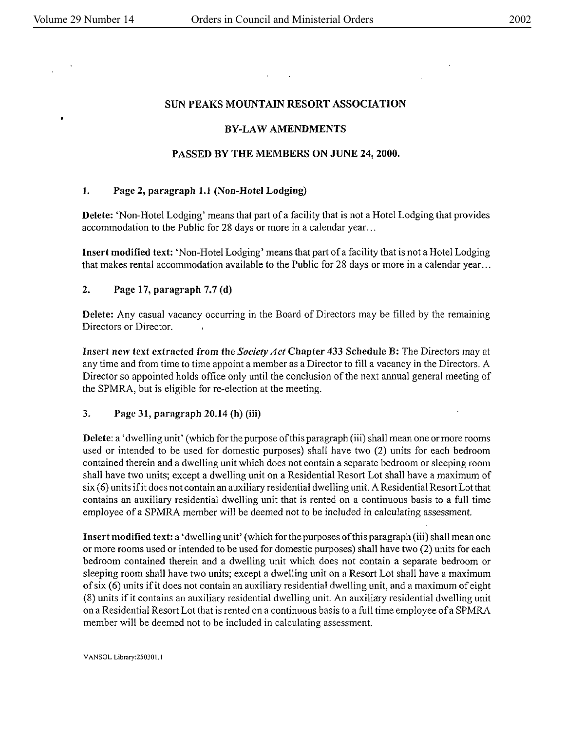## SUN PEAKS MOUNTAIN RESORT ASSOCIATION

### BY-LAW AMENDMENTS

### PASSED BY THE MEMBERS ON JUNE 24, 2000.

**1. Page 2, paragraph 1.1 (Non-Hotel Lodging)**

**Delete:** 'Non-Hotel Lodging' means that part of a facility that is not a Hotel Lodging that provides accommodation to the Public for 28 days or more in a calendar year…

**Insert modified text:** 'Non-Hotel Lodging' means that part of a facility that is not a Hotel Lodging that makes rental accommodation available to the Public for 28 days or more in a calendar year…

**2. Page 17, paragraph 7.7 (d)**

**Delete:** Any casual vacancy occurring in the Board of Directors may be filled by the remaining Directors or Director.

**Insert new text extracted from the *Society Act* Chapter 433 Schedule B:** The Directors may at any time and from time to time appoint a member as a Director to fill a vacancy in the Directors. A Director so appointed holds office only until the conclusion of the next annual general meeting of the SPMRA, but is eligible for re-election at the meeting.

**3. Page 31, paragraph 20.14 (h) (iii)**

**Delete**: a 'dwelling unit' (which for the purpose of this paragraph (iii) shall mean one or more rooms used or intended to be used for domestic purposes) shall have two (2) units for each bedroom contained therein and a dwelling unit which does not contain a separate bedroom or sleeping room shall have two units; except a dwelling unit on a Residential Resort Lot shall have a maximum of six (6) units if it does not contain an auxiliary residential dwelling unit. A Residential Resort Lot that contains an auxiliary residential dwelling unit that is rented on a continuous basis to a full time employee of a SPMRA member will be deemed not to be included in calculating assessment.

**Insert modified text:** a 'dwelling unit' (which for the purposes of this paragraph (iii) shall mean one or more rooms used or intended to be used for domestic purposes) shall have two (2) units for each bedroom contained therein and a dwelling unit which does not contain a separate bedroom or sleeping room shall have two units; except a dwelling unit on a Resort Lot shall have a maximum of six (6) units if it does not contain an auxiliary residential dwelling unit, and a maximum of eight (8) units if it contains an auxiliary residential dwelling unit. An auxiliary residential dwelling unit on a Residential Resort Lot that is rented on a continuous basis to a full time employee of a SPMRA member will be deemed not to be included in calculating assessment.

VANSOL Library:250301.1